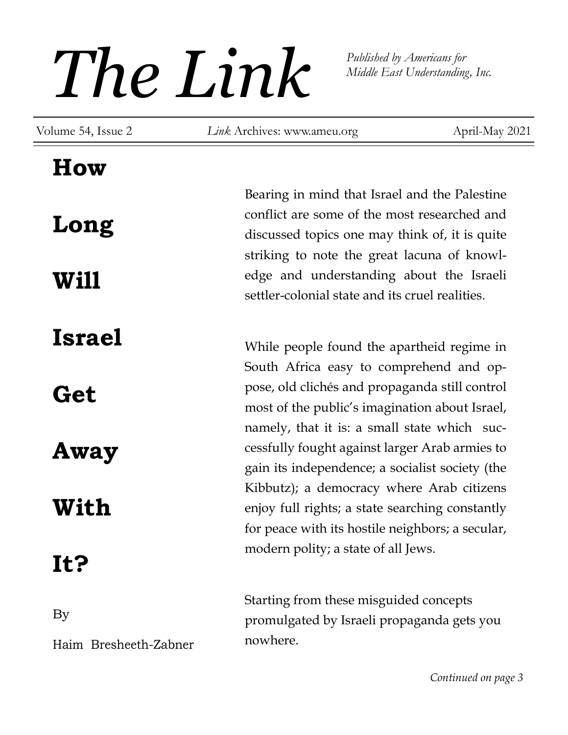# The Link

*Published by Americans for Middle East Understanding, Inc.*

Volume 54, Issue 2 | *Link* Archives: www.ameu.org | April-May 2021

## How Long Will Israel Get Away With It?

By

Haim Bresheeth-Zabner

Bearing in mind that Israel and the Palestine conflict are some of the most researched and discussed topics one may think of, it is quite striking to note the great lacuna of knowledge and understanding about the Israeli settler-colonial state and its cruel realities.

While people found the apartheid regime in South Africa easy to comprehend and oppose, old clichés and propaganda still control most of the public's imagination about Israel, namely, that it is: a small state which successfully fought against larger Arab armies to gain its independence; a socialist society (the Kibbutz); a democracy where Arab citizens enjoy full rights; a state searching constantly for peace with its hostile neighbors; a secular, modern polity; a state of all Jews.

Starting from these misguided concepts promulgated by Israeli propaganda gets you nowhere.

*Continued on page 3*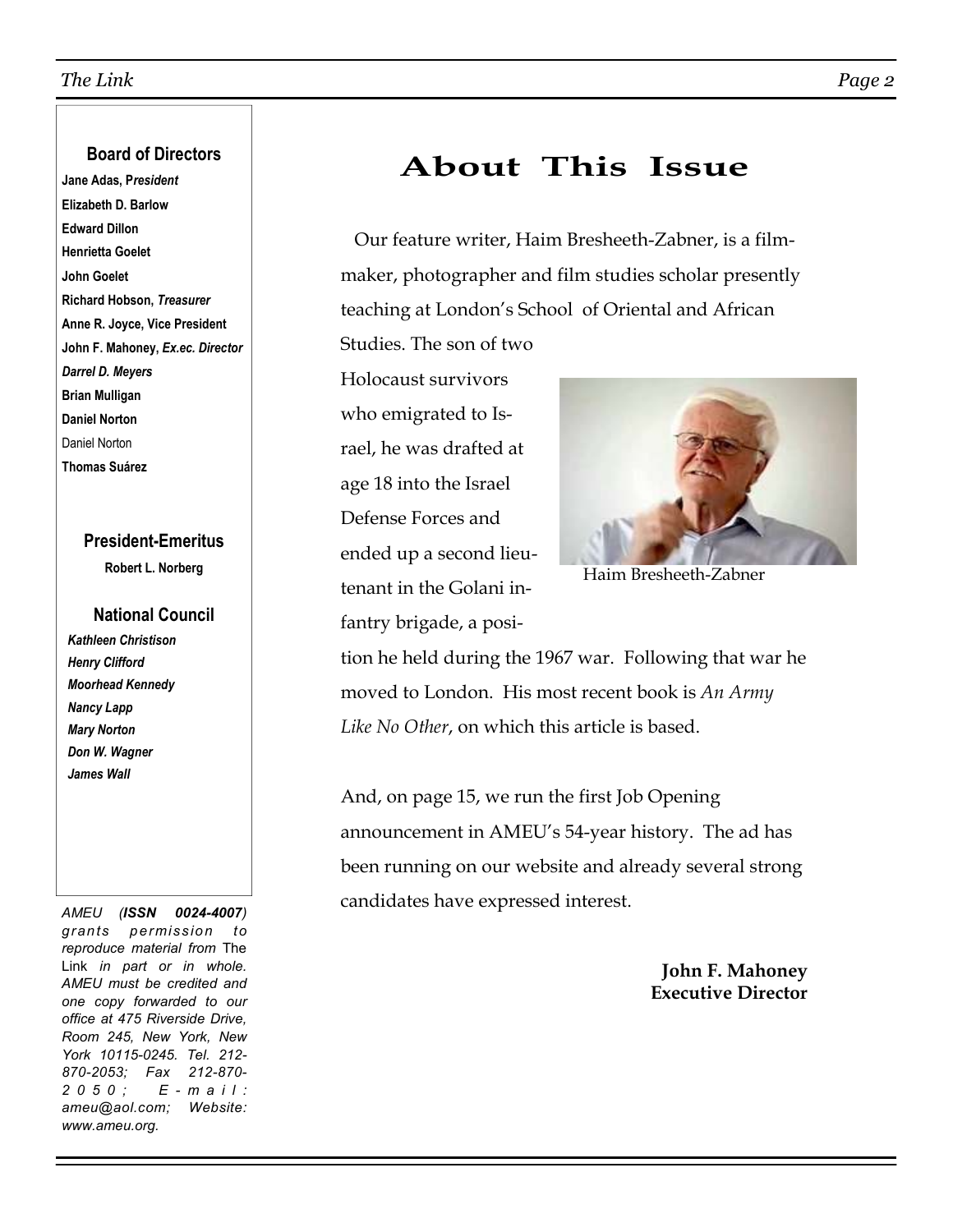### Board of Directors

**Jane Adas,** ***President***
**Elizabeth D. Barlow**
**Edward Dillon**
**Henrietta Goelet**
**John Goelet**
**Richard Hobson,** ***Treasurer***
**Anne R. Joyce, Vice President**
**John F. Mahoney,** ***Ex.ec. Director***
***Darrel D. Meyers***
**Brian Mulligan**
**Daniel Norton**
Daniel Norton
**Thomas Suárez**

### President-Emeritus

**Robert L. Norberg**

### National Council

***Kathleen Christison***
***Henry Clifford***
***Moorhead Kennedy***
***Nancy Lapp***
***Mary Norton***
***Don W. Wagner***
***James Wall***

*AMEU (**ISSN 0024-4007**) grants permission to reproduce material from* The Link *in part or in whole. AMEU must be credited and one copy forwarded to our office at 475 Riverside Drive, Room 245, New York, New York 10115-0245. Tel. 212-870-2053; Fax 212-870-2050; E-mail: ameu@aol.com; Website: www.ameu.org.*

# About This Issue

Our feature writer, Haim Bresheeth-Zabner, is a film-maker, photographer and film studies scholar presently teaching at London's School of Oriental and African Studies. The son of two Holocaust survivors who emigrated to Israel, he was drafted at age 18 into the Israel Defense Forces and ended up a second lieutenant in the Golani infantry brigade, a position he held during the 1967 war. Following that war he moved to London. His most recent book is *An Army Like No Other*, on which this article is based.

Haim Bresheeth-Zabner

And, on page 15, we run the first Job Opening announcement in AMEU's 54-year history. The ad has been running on our website and already several strong candidates have expressed interest.

**John F. Mahoney**
**Executive Director**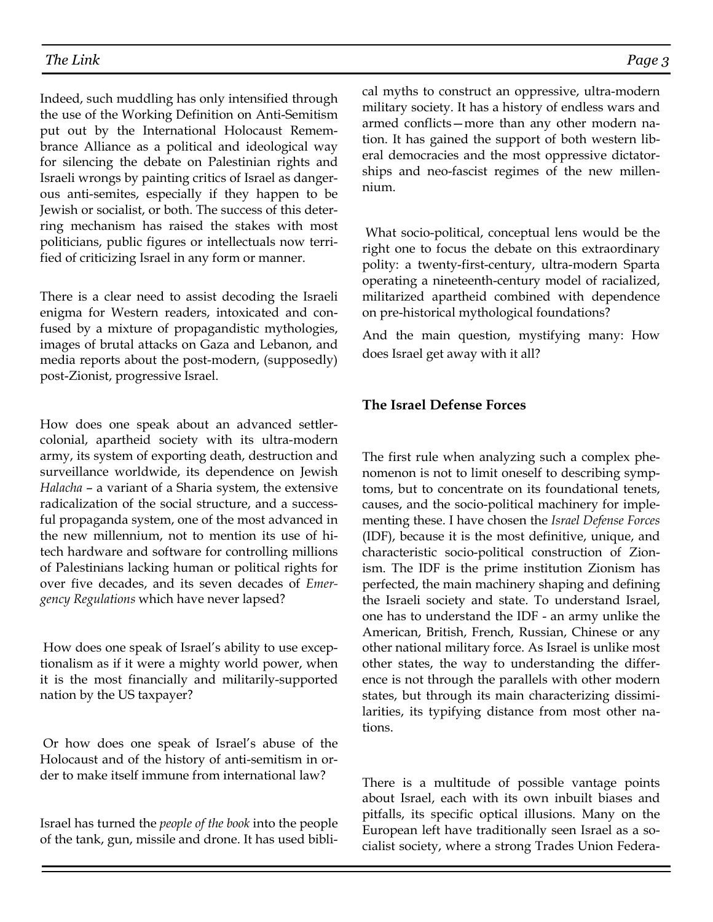Indeed, such muddling has only intensified through the use of the Working Definition on Anti-Semitism put out by the International Holocaust Remembrance Alliance as a political and ideological way for silencing the debate on Palestinian rights and Israeli wrongs by painting critics of Israel as dangerous anti-semites, especially if they happen to be Jewish or socialist, or both. The success of this deterring mechanism has raised the stakes with most politicians, public figures or intellectuals now terrified of criticizing Israel in any form or manner.

There is a clear need to assist decoding the Israeli enigma for Western readers, intoxicated and confused by a mixture of propagandistic mythologies, images of brutal attacks on Gaza and Lebanon, and media reports about the post-modern, (supposedly) post-Zionist, progressive Israel.

How does one speak about an advanced settler-colonial, apartheid society with its ultra-modern army, its system of exporting death, destruction and surveillance worldwide, its dependence on Jewish *Halacha* – a variant of a Sharia system, the extensive radicalization of the social structure, and a successful propaganda system, one of the most advanced in the new millennium, not to mention its use of hi-tech hardware and software for controlling millions of Palestinians lacking human or political rights for over five decades, and its seven decades of *Emergency Regulations* which have never lapsed?

How does one speak of Israel's ability to use exceptionalism as if it were a mighty world power, when it is the most financially and militarily-supported nation by the US taxpayer?

Or how does one speak of Israel's abuse of the Holocaust and of the history of anti-semitism in order to make itself immune from international law?

Israel has turned the *people of the book* into the people of the tank, gun, missile and drone. It has used biblical myths to construct an oppressive, ultra-modern military society. It has a history of endless wars and armed conflicts—more than any other modern nation. It has gained the support of both western liberal democracies and the most oppressive dictatorships and neo-fascist regimes of the new millennium.

What socio-political, conceptual lens would be the right one to focus the debate on this extraordinary polity: a twenty-first-century, ultra-modern Sparta operating a nineteenth-century model of racialized, militarized apartheid combined with dependence on pre-historical mythological foundations?

And the main question, mystifying many: How does Israel get away with it all?

### The Israel Defense Forces

The first rule when analyzing such a complex phenomenon is not to limit oneself to describing symptoms, but to concentrate on its foundational tenets, causes, and the socio-political machinery for implementing these. I have chosen the *Israel Defense Forces* (IDF), because it is the most definitive, unique, and characteristic socio-political construction of Zionism. The IDF is the prime institution Zionism has perfected, the main machinery shaping and defining the Israeli society and state. To understand Israel, one has to understand the IDF - an army unlike the American, British, French, Russian, Chinese or any other national military force. As Israel is unlike most other states, the way to understanding the difference is not through the parallels with other modern states, but through its main characterizing dissimilarities, its typifying distance from most other nations.

There is a multitude of possible vantage points about Israel, each with its own inbuilt biases and pitfalls, its specific optical illusions. Many on the European left have traditionally seen Israel as a socialist society, where a strong Trades Union Federa-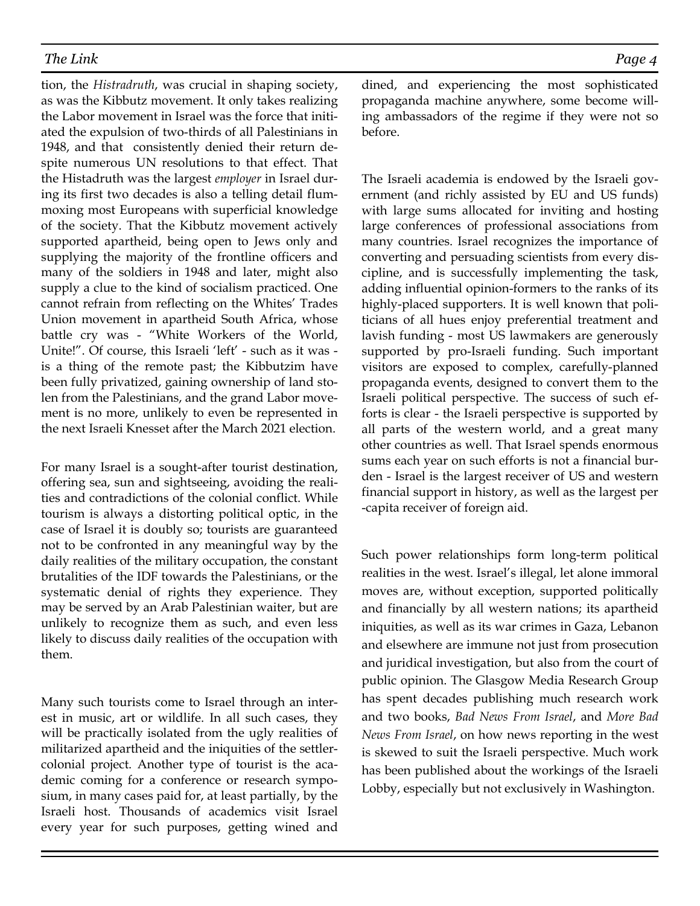tion, the *Histradruth*, was crucial in shaping society, as was the Kibbutz movement. It only takes realizing the Labor movement in Israel was the force that initiated the expulsion of two-thirds of all Palestinians in 1948, and that consistently denied their return despite numerous UN resolutions to that effect. That the Histadruth was the largest *employer* in Israel during its first two decades is also a telling detail flummoxing most Europeans with superficial knowledge of the society. That the Kibbutz movement actively supported apartheid, being open to Jews only and supplying the majority of the frontline officers and many of the soldiers in 1948 and later, might also supply a clue to the kind of socialism practiced. One cannot refrain from reflecting on the Whites' Trades Union movement in apartheid South Africa, whose battle cry was - "White Workers of the World, Unite!". Of course, this Israeli 'left' - such as it was - is a thing of the remote past; the Kibbutzim have been fully privatized, gaining ownership of land stolen from the Palestinians, and the grand Labor movement is no more, unlikely to even be represented in the next Israeli Knesset after the March 2021 election.

For many Israel is a sought-after tourist destination, offering sea, sun and sightseeing, avoiding the realities and contradictions of the colonial conflict. While tourism is always a distorting political optic, in the case of Israel it is doubly so; tourists are guaranteed not to be confronted in any meaningful way by the daily realities of the military occupation, the constant brutalities of the IDF towards the Palestinians, or the systematic denial of rights they experience. They may be served by an Arab Palestinian waiter, but are unlikely to recognize them as such, and even less likely to discuss daily realities of the occupation with them.

Many such tourists come to Israel through an interest in music, art or wildlife. In all such cases, they will be practically isolated from the ugly realities of militarized apartheid and the iniquities of the settler-colonial project. Another type of tourist is the academic coming for a conference or research symposium, in many cases paid for, at least partially, by the Israeli host. Thousands of academics visit Israel every year for such purposes, getting wined and dined, and experiencing the most sophisticated propaganda machine anywhere, some become willing ambassadors of the regime if they were not so before.

The Israeli academia is endowed by the Israeli government (and richly assisted by EU and US funds) with large sums allocated for inviting and hosting large conferences of professional associations from many countries. Israel recognizes the importance of converting and persuading scientists from every discipline, and is successfully implementing the task, adding influential opinion-formers to the ranks of its highly-placed supporters. It is well known that politicians of all hues enjoy preferential treatment and lavish funding - most US lawmakers are generously supported by pro-Israeli funding. Such important visitors are exposed to complex, carefully-planned propaganda events, designed to convert them to the Israeli political perspective. The success of such efforts is clear - the Israeli perspective is supported by all parts of the western world, and a great many other countries as well. That Israel spends enormous sums each year on such efforts is not a financial burden - Israel is the largest receiver of US and western financial support in history, as well as the largest per-capita receiver of foreign aid.

Such power relationships form long-term political realities in the west. Israel's illegal, let alone immoral moves are, without exception, supported politically and financially by all western nations; its apartheid iniquities, as well as its war crimes in Gaza, Lebanon and elsewhere are immune not just from prosecution and juridical investigation, but also from the court of public opinion. The Glasgow Media Research Group has spent decades publishing much research work and two books, *Bad News From Israel*, and *More Bad News From Israel*, on how news reporting in the west is skewed to suit the Israeli perspective. Much work has been published about the workings of the Israeli Lobby, especially but not exclusively in Washington.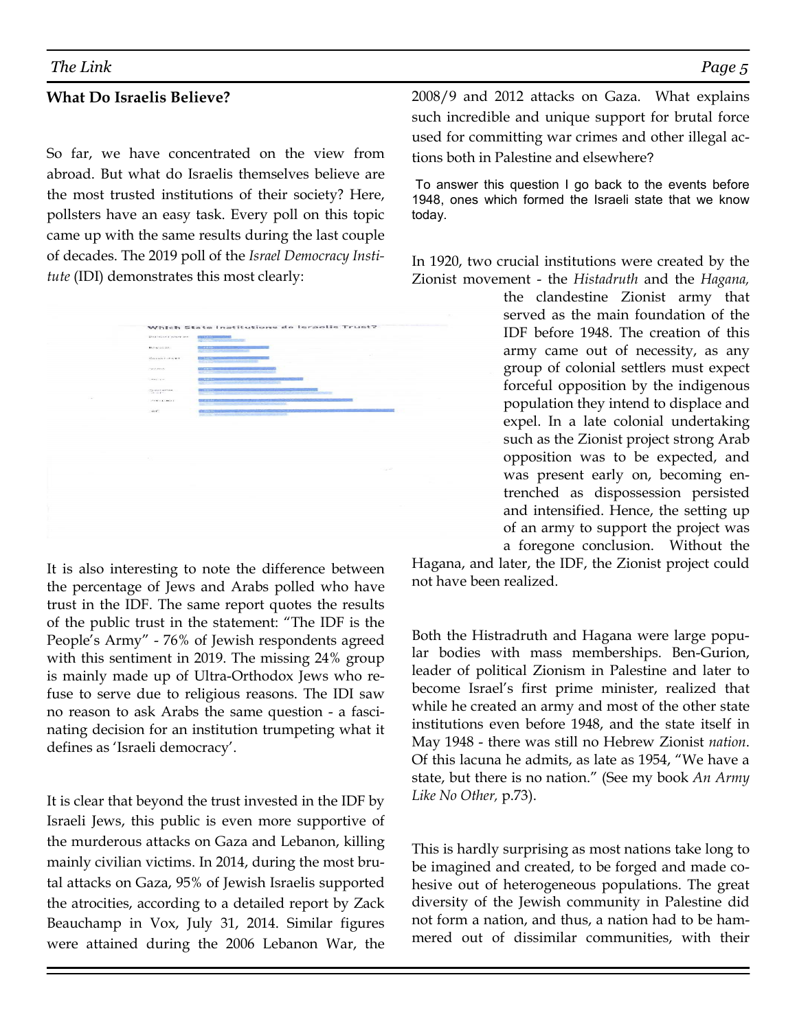## What Do Israelis Believe?

So far, we have concentrated on the view from abroad. But what do Israelis themselves believe are the most trusted institutions of their society? Here, pollsters have an easy task. Every poll on this topic came up with the same results during the last couple of decades. The 2019 poll of the *Israel Democracy Institute* (IDI) demonstrates this most clearly:

It is also interesting to note the difference between the percentage of Jews and Arabs polled who have trust in the IDF. The same report quotes the results of the public trust in the statement: "The IDF is the People's Army" - 76% of Jewish respondents agreed with this sentiment in 2019. The missing 24% group is mainly made up of Ultra-Orthodox Jews who refuse to serve due to religious reasons. The IDI saw no reason to ask Arabs the same question - a fascinating decision for an institution trumpeting what it defines as 'Israeli democracy'.

It is clear that beyond the trust invested in the IDF by Israeli Jews, this public is even more supportive of the murderous attacks on Gaza and Lebanon, killing mainly civilian victims. In 2014, during the most brutal attacks on Gaza, 95% of Jewish Israelis supported the atrocities, according to a detailed report by Zack Beauchamp in Vox, July 31, 2014. Similar figures were attained during the 2006 Lebanon War, the 2008/9 and 2012 attacks on Gaza. What explains such incredible and unique support for brutal force used for committing war crimes and other illegal actions both in Palestine and elsewhere?

To answer this question I go back to the events before 1948, ones which formed the Israeli state that we know today.

In 1920, two crucial institutions were created by the Zionist movement - the *Histadruth* and the *Hagana,* the clandestine Zionist army that served as the main foundation of the IDF before 1948. The creation of this army came out of necessity, as any group of colonial settlers must expect forceful opposition by the indigenous population they intend to displace and expel. In a late colonial undertaking such as the Zionist project strong Arab opposition was to be expected, and was present early on, becoming entrenched as dispossession persisted and intensified. Hence, the setting up of an army to support the project was a foregone conclusion. Without the Hagana, and later, the IDF, the Zionist project could not have been realized.

Both the Histradruth and Hagana were large popular bodies with mass memberships. Ben-Gurion, leader of political Zionism in Palestine and later to become Israel's first prime minister, realized that while he created an army and most of the other state institutions even before 1948, and the state itself in May 1948 - there was still no Hebrew Zionist *nation*. Of this lacuna he admits, as late as 1954, "We have a state, but there is no nation." (See my book *An Army Like No Other,* p.73).

This is hardly surprising as most nations take long to be imagined and created, to be forged and made cohesive out of heterogeneous populations. The great diversity of the Jewish community in Palestine did not form a nation, and thus, a nation had to be hammered out of dissimilar communities, with their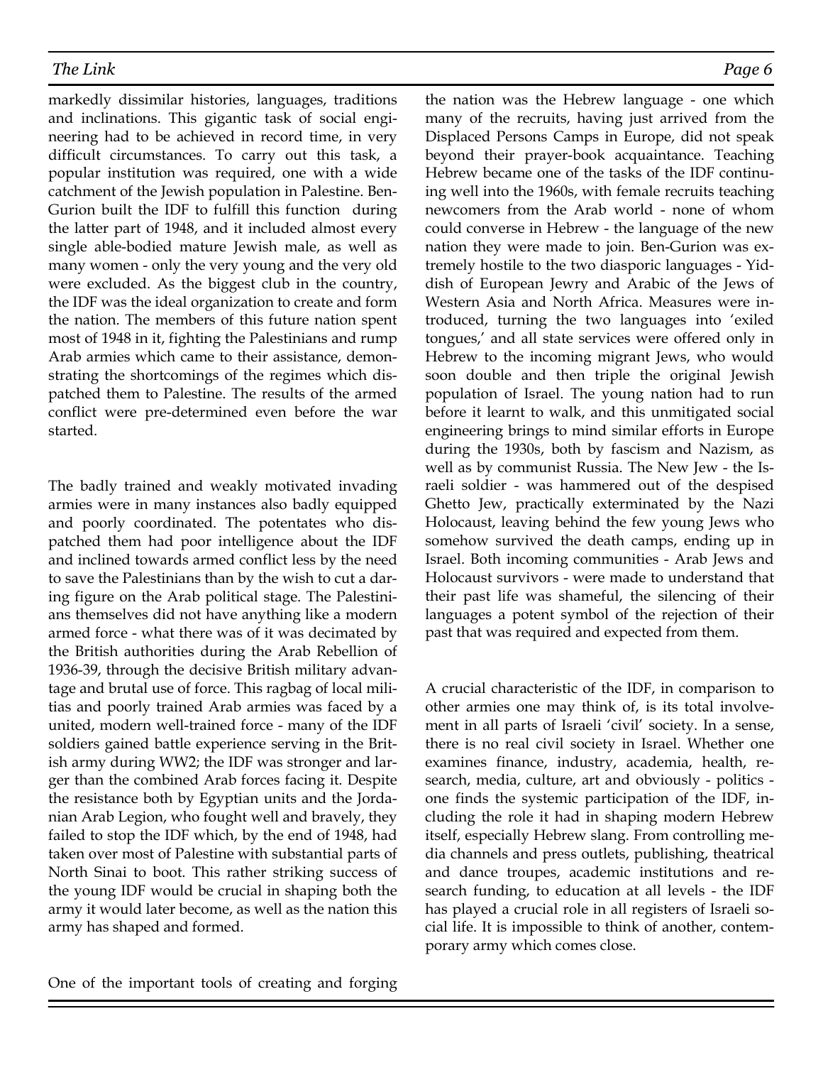markedly dissimilar histories, languages, traditions and inclinations. This gigantic task of social engineering had to be achieved in record time, in very difficult circumstances. To carry out this task, a popular institution was required, one with a wide catchment of the Jewish population in Palestine. Ben-Gurion built the IDF to fulfill this function during the latter part of 1948, and it included almost every single able-bodied mature Jewish male, as well as many women - only the very young and the very old were excluded. As the biggest club in the country, the IDF was the ideal organization to create and form the nation. The members of this future nation spent most of 1948 in it, fighting the Palestinians and rump Arab armies which came to their assistance, demonstrating the shortcomings of the regimes which dispatched them to Palestine. The results of the armed conflict were pre-determined even before the war started.

The badly trained and weakly motivated invading armies were in many instances also badly equipped and poorly coordinated. The potentates who dispatched them had poor intelligence about the IDF and inclined towards armed conflict less by the need to save the Palestinians than by the wish to cut a daring figure on the Arab political stage. The Palestinians themselves did not have anything like a modern armed force - what there was of it was decimated by the British authorities during the Arab Rebellion of 1936-39, through the decisive British military advantage and brutal use of force. This ragbag of local militias and poorly trained Arab armies was faced by a united, modern well-trained force - many of the IDF soldiers gained battle experience serving in the British army during WW2; the IDF was stronger and larger than the combined Arab forces facing it. Despite the resistance both by Egyptian units and the Jordanian Arab Legion, who fought well and bravely, they failed to stop the IDF which, by the end of 1948, had taken over most of Palestine with substantial parts of North Sinai to boot. This rather striking success of the young IDF would be crucial in shaping both the army it would later become, as well as the nation this army has shaped and formed.

One of the important tools of creating and forging the nation was the Hebrew language - one which many of the recruits, having just arrived from the Displaced Persons Camps in Europe, did not speak beyond their prayer-book acquaintance. Teaching Hebrew became one of the tasks of the IDF continuing well into the 1960s, with female recruits teaching newcomers from the Arab world - none of whom could converse in Hebrew - the language of the new nation they were made to join. Ben-Gurion was extremely hostile to the two diasporic languages - Yiddish of European Jewry and Arabic of the Jews of Western Asia and North Africa. Measures were introduced, turning the two languages into 'exiled tongues,' and all state services were offered only in Hebrew to the incoming migrant Jews, who would soon double and then triple the original Jewish population of Israel. The young nation had to run before it learnt to walk, and this unmitigated social engineering brings to mind similar efforts in Europe during the 1930s, both by fascism and Nazism, as well as by communist Russia. The New Jew - the Israeli soldier - was hammered out of the despised Ghetto Jew, practically exterminated by the Nazi Holocaust, leaving behind the few young Jews who somehow survived the death camps, ending up in Israel. Both incoming communities - Arab Jews and Holocaust survivors - were made to understand that their past life was shameful, the silencing of their languages a potent symbol of the rejection of their past that was required and expected from them.

A crucial characteristic of the IDF, in comparison to other armies one may think of, is its total involvement in all parts of Israeli 'civil' society. In a sense, there is no real civil society in Israel. Whether one examines finance, industry, academia, health, research, media, culture, art and obviously - politics - one finds the systemic participation of the IDF, including the role it had in shaping modern Hebrew itself, especially Hebrew slang. From controlling media channels and press outlets, publishing, theatrical and dance troupes, academic institutions and research funding, to education at all levels - the IDF has played a crucial role in all registers of Israeli social life. It is impossible to think of another, contemporary army which comes close.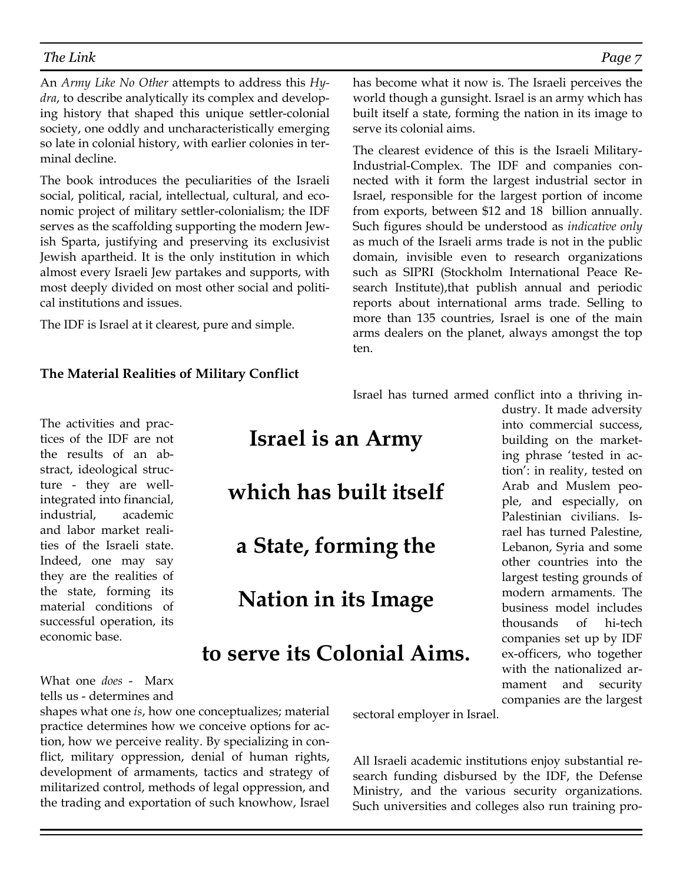An *Army Like No Other* attempts to address this *Hydra*, to describe analytically its complex and developing history that shaped this unique settler-colonial society, one oddly and uncharacteristically emerging so late in colonial history, with earlier colonies in terminal decline.

The book introduces the peculiarities of the Israeli social, political, racial, intellectual, cultural, and economic project of military settler-colonialism; the IDF serves as the scaffolding supporting the modern Jewish Sparta, justifying and preserving its exclusivist Jewish apartheid. It is the only institution in which almost every Israeli Jew partakes and supports, with most deeply divided on most other social and political institutions and issues.

The IDF is Israel at it clearest, pure and simple.

**The Material Realities of Military Conflict**

The activities and practices of the IDF are not the results of an abstract, ideological structure - they are well-integrated into financial, industrial, academic and labor market realities of the Israeli state. Indeed, one may say they are the realities of the state, forming its material conditions of successful operation, its economic base.

**Israel is an Army which has built itself a State, forming the Nation in its Image to serve its Colonial Aims.**

What one *does* - Marx tells us - determines and shapes what one *is*, how one conceptualizes; material practice determines how we conceive options for action, how we perceive reality. By specializing in conflict, military oppression, denial of human rights, development of armaments, tactics and strategy of militarized control, methods of legal oppression, and the trading and exportation of such knowhow, Israel has become what it now is. The Israeli perceives the world though a gunsight. Israel is an army which has built itself a state, forming the nation in its image to serve its colonial aims.

The clearest evidence of this is the Israeli Military-Industrial-Complex. The IDF and companies connected with it form the largest industrial sector in Israel, responsible for the largest portion of income from exports, between $12 and 18 billion annually. Such figures should be understood as *indicative only* as much of the Israeli arms trade is not in the public domain, invisible even to research organizations such as SIPRI (Stockholm International Peace Research Institute),that publish annual and periodic reports about international arms trade. Selling to more than 135 countries, Israel is one of the main arms dealers on the planet, always amongst the top ten.

Israel has turned armed conflict into a thriving industry. It made adversity into commercial success, building on the marketing phrase 'tested in action': in reality, tested on Arab and Muslem people, and especially, on Palestinian civilians. Israel has turned Palestine, Lebanon, Syria and some other countries into the largest testing grounds of modern armaments. The business model includes thousands of hi-tech companies set up by IDF ex-officers, who together with the nationalized armament and security companies are the largest sectoral employer in Israel.

All Israeli academic institutions enjoy substantial research funding disbursed by the IDF, the Defense Ministry, and the various security organizations. Such universities and colleges also run training pro-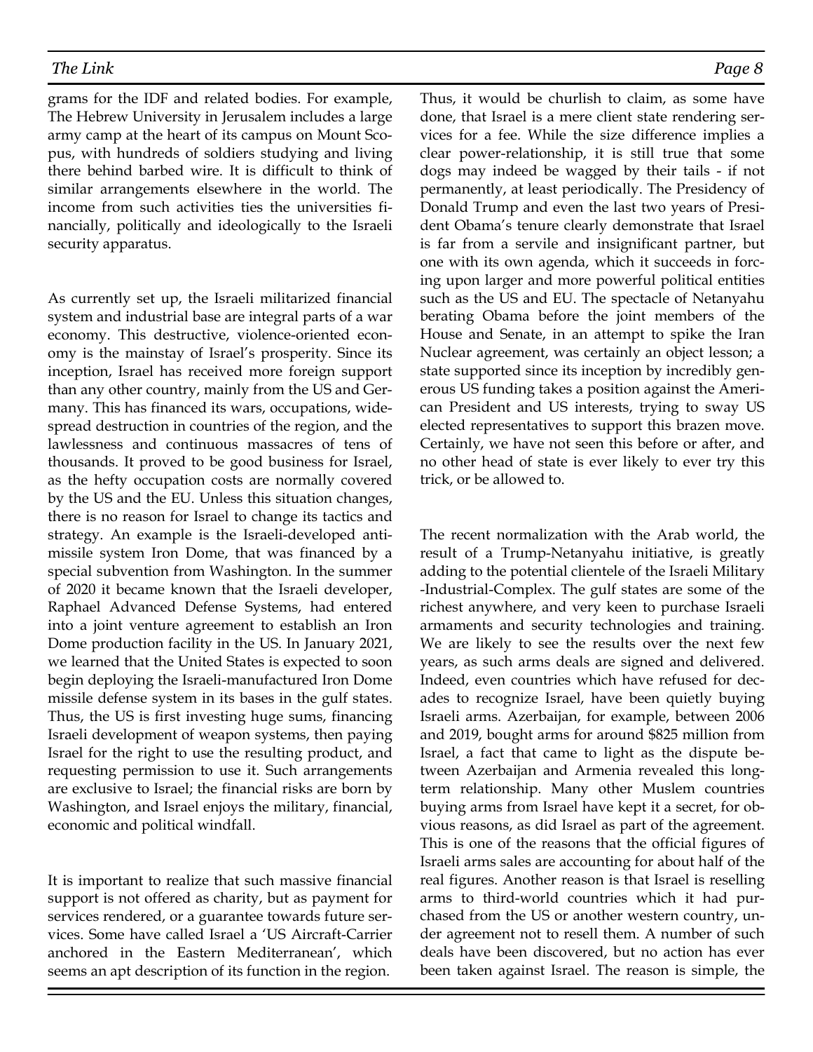grams for the IDF and related bodies. For example, The Hebrew University in Jerusalem includes a large army camp at the heart of its campus on Mount Scopus, with hundreds of soldiers studying and living there behind barbed wire. It is difficult to think of similar arrangements elsewhere in the world. The income from such activities ties the universities financially, politically and ideologically to the Israeli security apparatus.

As currently set up, the Israeli militarized financial system and industrial base are integral parts of a war economy. This destructive, violence-oriented economy is the mainstay of Israel's prosperity. Since its inception, Israel has received more foreign support than any other country, mainly from the US and Germany. This has financed its wars, occupations, widespread destruction in countries of the region, and the lawlessness and continuous massacres of tens of thousands. It proved to be good business for Israel, as the hefty occupation costs are normally covered by the US and the EU. Unless this situation changes, there is no reason for Israel to change its tactics and strategy. An example is the Israeli-developed anti-missile system Iron Dome, that was financed by a special subvention from Washington. In the summer of 2020 it became known that the Israeli developer, Raphael Advanced Defense Systems, had entered into a joint venture agreement to establish an Iron Dome production facility in the US. In January 2021, we learned that the United States is expected to soon begin deploying the Israeli-manufactured Iron Dome missile defense system in its bases in the gulf states. Thus, the US is first investing huge sums, financing Israeli development of weapon systems, then paying Israel for the right to use the resulting product, and requesting permission to use it. Such arrangements are exclusive to Israel; the financial risks are born by Washington, and Israel enjoys the military, financial, economic and political windfall.

It is important to realize that such massive financial support is not offered as charity, but as payment for services rendered, or a guarantee towards future services. Some have called Israel a 'US Aircraft-Carrier anchored in the Eastern Mediterranean', which seems an apt description of its function in the region.

Thus, it would be churlish to claim, as some have done, that Israel is a mere client state rendering services for a fee. While the size difference implies a clear power-relationship, it is still true that some dogs may indeed be wagged by their tails - if not permanently, at least periodically. The Presidency of Donald Trump and even the last two years of President Obama's tenure clearly demonstrate that Israel is far from a servile and insignificant partner, but one with its own agenda, which it succeeds in forcing upon larger and more powerful political entities such as the US and EU. The spectacle of Netanyahu berating Obama before the joint members of the House and Senate, in an attempt to spike the Iran Nuclear agreement, was certainly an object lesson; a state supported since its inception by incredibly generous US funding takes a position against the American President and US interests, trying to sway US elected representatives to support this brazen move. Certainly, we have not seen this before or after, and no other head of state is ever likely to ever try this trick, or be allowed to.

The recent normalization with the Arab world, the result of a Trump-Netanyahu initiative, is greatly adding to the potential clientele of the Israeli Military-Industrial-Complex. The gulf states are some of the richest anywhere, and very keen to purchase Israeli armaments and security technologies and training. We are likely to see the results over the next few years, as such arms deals are signed and delivered. Indeed, even countries which have refused for decades to recognize Israel, have been quietly buying Israeli arms. Azerbaijan, for example, between 2006 and 2019, bought arms for around $825 million from Israel, a fact that came to light as the dispute between Azerbaijan and Armenia revealed this long-term relationship. Many other Muslem countries buying arms from Israel have kept it a secret, for obvious reasons, as did Israel as part of the agreement. This is one of the reasons that the official figures of Israeli arms sales are accounting for about half of the real figures. Another reason is that Israel is reselling arms to third-world countries which it had purchased from the US or another western country, under agreement not to resell them. A number of such deals have been discovered, but no action has ever been taken against Israel. The reason is simple, the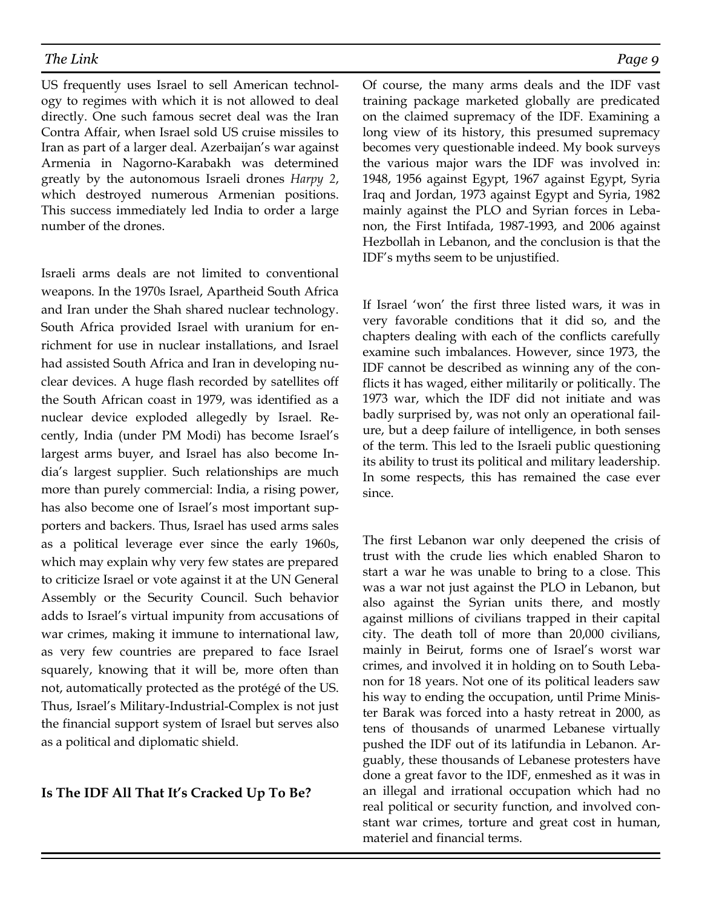US frequently uses Israel to sell American technology to regimes with which it is not allowed to deal directly. One such famous secret deal was the Iran Contra Affair, when Israel sold US cruise missiles to Iran as part of a larger deal. Azerbaijan's war against Armenia in Nagorno-Karabakh was determined greatly by the autonomous Israeli drones *Harpy 2*, which destroyed numerous Armenian positions. This success immediately led India to order a large number of the drones.

Israeli arms deals are not limited to conventional weapons. In the 1970s Israel, Apartheid South Africa and Iran under the Shah shared nuclear technology. South Africa provided Israel with uranium for enrichment for use in nuclear installations, and Israel had assisted South Africa and Iran in developing nuclear devices. A huge flash recorded by satellites off the South African coast in 1979, was identified as a nuclear device exploded allegedly by Israel. Recently, India (under PM Modi) has become Israel's largest arms buyer, and Israel has also become India's largest supplier. Such relationships are much more than purely commercial: India, a rising power, has also become one of Israel's most important supporters and backers. Thus, Israel has used arms sales as a political leverage ever since the early 1960s, which may explain why very few states are prepared to criticize Israel or vote against it at the UN General Assembly or the Security Council. Such behavior adds to Israel's virtual impunity from accusations of war crimes, making it immune to international law, as very few countries are prepared to face Israel squarely, knowing that it will be, more often than not, automatically protected as the protégé of the US. Thus, Israel's Military-Industrial-Complex is not just the financial support system of Israel but serves also as a political and diplomatic shield.

**Is The IDF All That It's Cracked Up To Be?**

Of course, the many arms deals and the IDF vast training package marketed globally are predicated on the claimed supremacy of the IDF. Examining a long view of its history, this presumed supremacy becomes very questionable indeed. My book surveys the various major wars the IDF was involved in: 1948, 1956 against Egypt, 1967 against Egypt, Syria Iraq and Jordan, 1973 against Egypt and Syria, 1982 mainly against the PLO and Syrian forces in Lebanon, the First Intifada, 1987-1993, and 2006 against Hezbollah in Lebanon, and the conclusion is that the IDF's myths seem to be unjustified.

If Israel 'won' the first three listed wars, it was in very favorable conditions that it did so, and the chapters dealing with each of the conflicts carefully examine such imbalances. However, since 1973, the IDF cannot be described as winning any of the conflicts it has waged, either militarily or politically. The 1973 war, which the IDF did not initiate and was badly surprised by, was not only an operational failure, but a deep failure of intelligence, in both senses of the term. This led to the Israeli public questioning its ability to trust its political and military leadership. In some respects, this has remained the case ever since.

The first Lebanon war only deepened the crisis of trust with the crude lies which enabled Sharon to start a war he was unable to bring to a close. This was a war not just against the PLO in Lebanon, but also against the Syrian units there, and mostly against millions of civilians trapped in their capital city. The death toll of more than 20,000 civilians, mainly in Beirut, forms one of Israel's worst war crimes, and involved it in holding on to South Lebanon for 18 years. Not one of its political leaders saw his way to ending the occupation, until Prime Minister Barak was forced into a hasty retreat in 2000, as tens of thousands of unarmed Lebanese virtually pushed the IDF out of its latifundia in Lebanon. Arguably, these thousands of Lebanese protesters have done a great favor to the IDF, enmeshed as it was in an illegal and irrational occupation which had no real political or security function, and involved constant war crimes, torture and great cost in human, materiel and financial terms.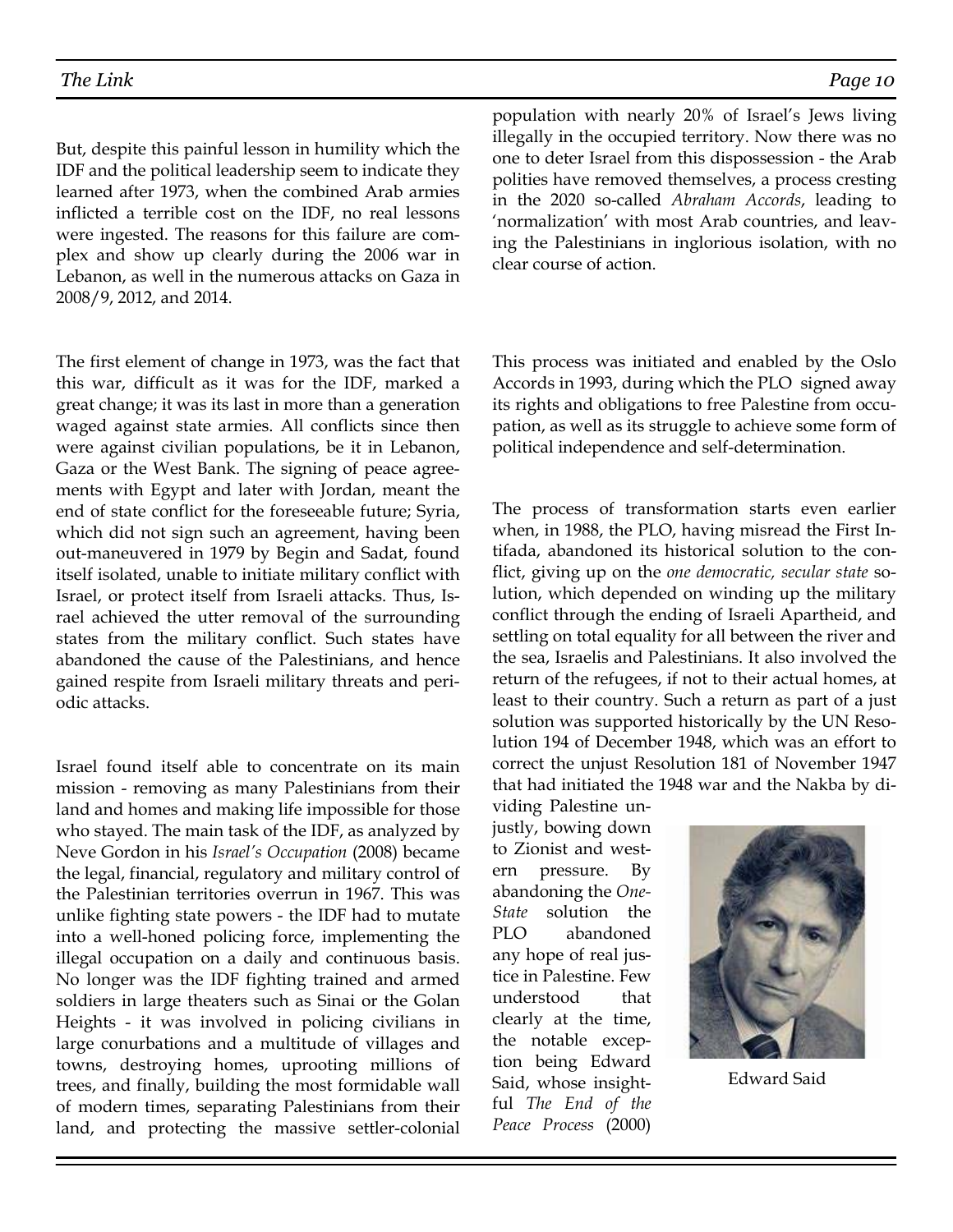But, despite this painful lesson in humility which the IDF and the political leadership seem to indicate they learned after 1973, when the combined Arab armies inflicted a terrible cost on the IDF, no real lessons were ingested. The reasons for this failure are complex and show up clearly during the 2006 war in Lebanon, as well in the numerous attacks on Gaza in 2008/9, 2012, and 2014.

The first element of change in 1973, was the fact that this war, difficult as it was for the IDF, marked a great change; it was its last in more than a generation waged against state armies. All conflicts since then were against civilian populations, be it in Lebanon, Gaza or the West Bank. The signing of peace agreements with Egypt and later with Jordan, meant the end of state conflict for the foreseeable future; Syria, which did not sign such an agreement, having been out-maneuvered in 1979 by Begin and Sadat, found itself isolated, unable to initiate military conflict with Israel, or protect itself from Israeli attacks. Thus, Israel achieved the utter removal of the surrounding states from the military conflict. Such states have abandoned the cause of the Palestinians, and hence gained respite from Israeli military threats and periodic attacks.

Israel found itself able to concentrate on its main mission - removing as many Palestinians from their land and homes and making life impossible for those who stayed. The main task of the IDF, as analyzed by Neve Gordon in his *Israel's Occupation* (2008) became the legal, financial, regulatory and military control of the Palestinian territories overrun in 1967. This was unlike fighting state powers - the IDF had to mutate into a well-honed policing force, implementing the illegal occupation on a daily and continuous basis. No longer was the IDF fighting trained and armed soldiers in large theaters such as Sinai or the Golan Heights - it was involved in policing civilians in large conurbations and a multitude of villages and towns, destroying homes, uprooting millions of trees, and finally, building the most formidable wall of modern times, separating Palestinians from their land, and protecting the massive settler-colonial population with nearly 20% of Israel's Jews living illegally in the occupied territory. Now there was no one to deter Israel from this dispossession - the Arab polities have removed themselves, a process cresting in the 2020 so-called *Abraham Accords*, leading to 'normalization' with most Arab countries, and leaving the Palestinians in inglorious isolation, with no clear course of action.

This process was initiated and enabled by the Oslo Accords in 1993, during which the PLO signed away its rights and obligations to free Palestine from occupation, as well as its struggle to achieve some form of political independence and self-determination.

The process of transformation starts even earlier when, in 1988, the PLO, having misread the First Intifada, abandoned its historical solution to the conflict, giving up on the *one democratic, secular state* solution, which depended on winding up the military conflict through the ending of Israeli Apartheid, and settling on total equality for all between the river and the sea, Israelis and Palestinians. It also involved the return of the refugees, if not to their actual homes, at least to their country. Such a return as part of a just solution was supported historically by the UN Resolution 194 of December 1948, which was an effort to correct the unjust Resolution 181 of November 1947 that had initiated the 1948 war and the Nakba by dividing Palestine unjustly, bowing down to Zionist and western pressure. By abandoning the *One-State* solution the PLO abandoned any hope of real justice in Palestine. Few understood that clearly at the time, the notable exception being Edward Said, whose insightful *The End of the Peace Process* (2000)

Edward Said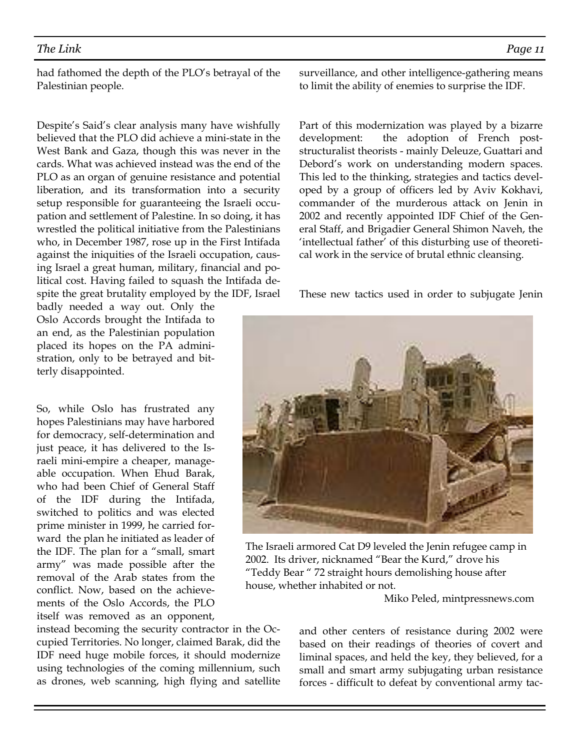had fathomed the depth of the PLO's betrayal of the Palestinian people.

Despite's Said's clear analysis many have wishfully believed that the PLO did achieve a mini-state in the West Bank and Gaza, though this was never in the cards. What was achieved instead was the end of the PLO as an organ of genuine resistance and potential liberation, and its transformation into a security setup responsible for guaranteeing the Israeli occupation and settlement of Palestine. In so doing, it has wrestled the political initiative from the Palestinians who, in December 1987, rose up in the First Intifada against the iniquities of the Israeli occupation, causing Israel a great human, military, financial and political cost. Having failed to squash the Intifada despite the great brutality employed by the IDF, Israel badly needed a way out. Only the Oslo Accords brought the Intifada to an end, as the Palestinian population placed its hopes on the PA administration, only to be betrayed and bitterly disappointed.

So, while Oslo has frustrated any hopes Palestinians may have harbored for democracy, self-determination and just peace, it has delivered to the Israeli mini-empire a cheaper, manageable occupation. When Ehud Barak, who had been Chief of General Staff of the IDF during the Intifada, switched to politics and was elected prime minister in 1999, he carried forward the plan he initiated as leader of the IDF. The plan for a "small, smart army" was made possible after the removal of the Arab states from the conflict. Now, based on the achievements of the Oslo Accords, the PLO itself was removed as an opponent, instead becoming the security contractor in the Occupied Territories. No longer, claimed Barak, did the IDF need huge mobile forces, it should modernize using technologies of the coming millennium, such as drones, web scanning, high flying and satellite surveillance, and other intelligence-gathering means to limit the ability of enemies to surprise the IDF.

Part of this modernization was played by a bizarre development: the adoption of French post-structuralist theorists - mainly Deleuze, Guattari and Debord's work on understanding modern spaces. This led to the thinking, strategies and tactics developed by a group of officers led by Aviv Kokhavi, commander of the murderous attack on Jenin in 2002 and recently appointed IDF Chief of the General Staff, and Brigadier General Shimon Naveh, the 'intellectual father' of this disturbing use of theoretical work in the service of brutal ethnic cleansing.

These new tactics used in order to subjugate Jenin and other centers of resistance during 2002 were based on their readings of theories of covert and liminal spaces, and held the key, they believed, for a small and smart army subjugating urban resistance forces - difficult to defeat by conventional army tac-

The Israeli armored Cat D9 leveled the Jenin refugee camp in 2002. Its driver, nicknamed "Bear the Kurd," drove his "Teddy Bear " 72 straight hours demolishing house after house, whether inhabited or not.

Miko Peled, mintpressnews.com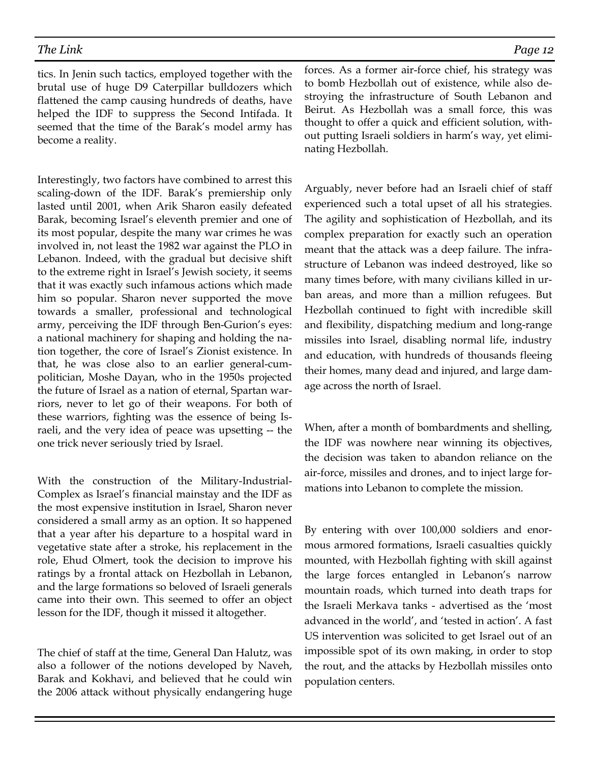tics. In Jenin such tactics, employed together with the brutal use of huge D9 Caterpillar bulldozers which flattened the camp causing hundreds of deaths, have helped the IDF to suppress the Second Intifada. It seemed that the time of the Barak's model army has become a reality.

Interestingly, two factors have combined to arrest this scaling-down of the IDF. Barak's premiership only lasted until 2001, when Arik Sharon easily defeated Barak, becoming Israel's eleventh premier and one of its most popular, despite the many war crimes he was involved in, not least the 1982 war against the PLO in Lebanon. Indeed, with the gradual but decisive shift to the extreme right in Israel's Jewish society, it seems that it was exactly such infamous actions which made him so popular. Sharon never supported the move towards a smaller, professional and technological army, perceiving the IDF through Ben-Gurion's eyes: a national machinery for shaping and holding the nation together, the core of Israel's Zionist existence. In that, he was close also to an earlier general-cum-politician, Moshe Dayan, who in the 1950s projected the future of Israel as a nation of eternal, Spartan warriors, never to let go of their weapons. For both of these warriors, fighting was the essence of being Israeli, and the very idea of peace was upsetting -- the one trick never seriously tried by Israel.

With the construction of the Military-Industrial-Complex as Israel's financial mainstay and the IDF as the most expensive institution in Israel, Sharon never considered a small army as an option. It so happened that a year after his departure to a hospital ward in vegetative state after a stroke, his replacement in the role, Ehud Olmert, took the decision to improve his ratings by a frontal attack on Hezbollah in Lebanon, and the large formations so beloved of Israeli generals came into their own. This seemed to offer an object lesson for the IDF, though it missed it altogether.

The chief of staff at the time, General Dan Halutz, was also a follower of the notions developed by Naveh, Barak and Kokhavi, and believed that he could win the 2006 attack without physically endangering huge forces. As a former air-force chief, his strategy was to bomb Hezbollah out of existence, while also destroying the infrastructure of South Lebanon and Beirut. As Hezbollah was a small force, this was thought to offer a quick and efficient solution, without putting Israeli soldiers in harm's way, yet eliminating Hezbollah.

Arguably, never before had an Israeli chief of staff experienced such a total upset of all his strategies. The agility and sophistication of Hezbollah, and its complex preparation for exactly such an operation meant that the attack was a deep failure. The infrastructure of Lebanon was indeed destroyed, like so many times before, with many civilians killed in urban areas, and more than a million refugees. But Hezbollah continued to fight with incredible skill and flexibility, dispatching medium and long-range missiles into Israel, disabling normal life, industry and education, with hundreds of thousands fleeing their homes, many dead and injured, and large damage across the north of Israel.

When, after a month of bombardments and shelling, the IDF was nowhere near winning its objectives, the decision was taken to abandon reliance on the air-force, missiles and drones, and to inject large formations into Lebanon to complete the mission.

By entering with over 100,000 soldiers and enormous armored formations, Israeli casualties quickly mounted, with Hezbollah fighting with skill against the large forces entangled in Lebanon's narrow mountain roads, which turned into death traps for the Israeli Merkava tanks - advertised as the 'most advanced in the world', and 'tested in action'. A fast US intervention was solicited to get Israel out of an impossible spot of its own making, in order to stop the rout, and the attacks by Hezbollah missiles onto population centers.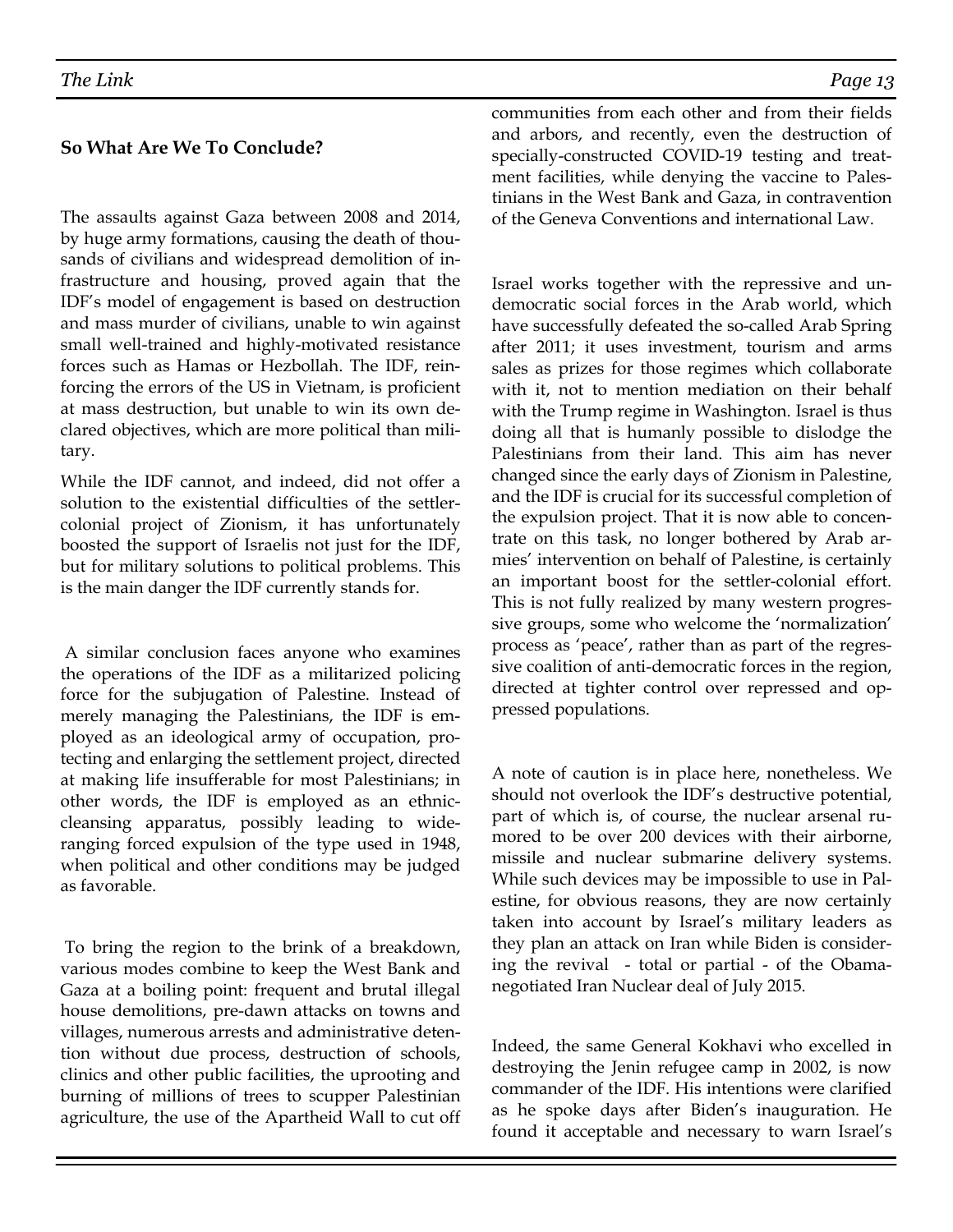### So What Are We To Conclude?

The assaults against Gaza between 2008 and 2014, by huge army formations, causing the death of thousands of civilians and widespread demolition of infrastructure and housing, proved again that the IDF's model of engagement is based on destruction and mass murder of civilians, unable to win against small well-trained and highly-motivated resistance forces such as Hamas or Hezbollah. The IDF, reinforcing the errors of the US in Vietnam, is proficient at mass destruction, but unable to win its own declared objectives, which are more political than military.

While the IDF cannot, and indeed, did not offer a solution to the existential difficulties of the settler-colonial project of Zionism, it has unfortunately boosted the support of Israelis not just for the IDF, but for military solutions to political problems. This is the main danger the IDF currently stands for.

A similar conclusion faces anyone who examines the operations of the IDF as a militarized policing force for the subjugation of Palestine. Instead of merely managing the Palestinians, the IDF is employed as an ideological army of occupation, protecting and enlarging the settlement project, directed at making life insufferable for most Palestinians; in other words, the IDF is employed as an ethnic-cleansing apparatus, possibly leading to wide-ranging forced expulsion of the type used in 1948, when political and other conditions may be judged as favorable.

To bring the region to the brink of a breakdown, various modes combine to keep the West Bank and Gaza at a boiling point: frequent and brutal illegal house demolitions, pre-dawn attacks on towns and villages, numerous arrests and administrative detention without due process, destruction of schools, clinics and other public facilities, the uprooting and burning of millions of trees to scupper Palestinian agriculture, the use of the Apartheid Wall to cut off communities from each other and from their fields and arbors, and recently, even the destruction of specially-constructed COVID-19 testing and treatment facilities, while denying the vaccine to Palestinians in the West Bank and Gaza, in contravention of the Geneva Conventions and international Law.

Israel works together with the repressive and undemocratic social forces in the Arab world, which have successfully defeated the so-called Arab Spring after 2011; it uses investment, tourism and arms sales as prizes for those regimes which collaborate with it, not to mention mediation on their behalf with the Trump regime in Washington. Israel is thus doing all that is humanly possible to dislodge the Palestinians from their land. This aim has never changed since the early days of Zionism in Palestine, and the IDF is crucial for its successful completion of the expulsion project. That it is now able to concentrate on this task, no longer bothered by Arab armies' intervention on behalf of Palestine, is certainly an important boost for the settler-colonial effort. This is not fully realized by many western progressive groups, some who welcome the 'normalization' process as 'peace', rather than as part of the regressive coalition of anti-democratic forces in the region, directed at tighter control over repressed and oppressed populations.

A note of caution is in place here, nonetheless. We should not overlook the IDF's destructive potential, part of which is, of course, the nuclear arsenal rumored to be over 200 devices with their airborne, missile and nuclear submarine delivery systems. While such devices may be impossible to use in Palestine, for obvious reasons, they are now certainly taken into account by Israel's military leaders as they plan an attack on Iran while Biden is considering the revival - total or partial - of the Obama-negotiated Iran Nuclear deal of July 2015.

Indeed, the same General Kokhavi who excelled in destroying the Jenin refugee camp in 2002, is now commander of the IDF. His intentions were clarified as he spoke days after Biden's inauguration. He found it acceptable and necessary to warn Israel's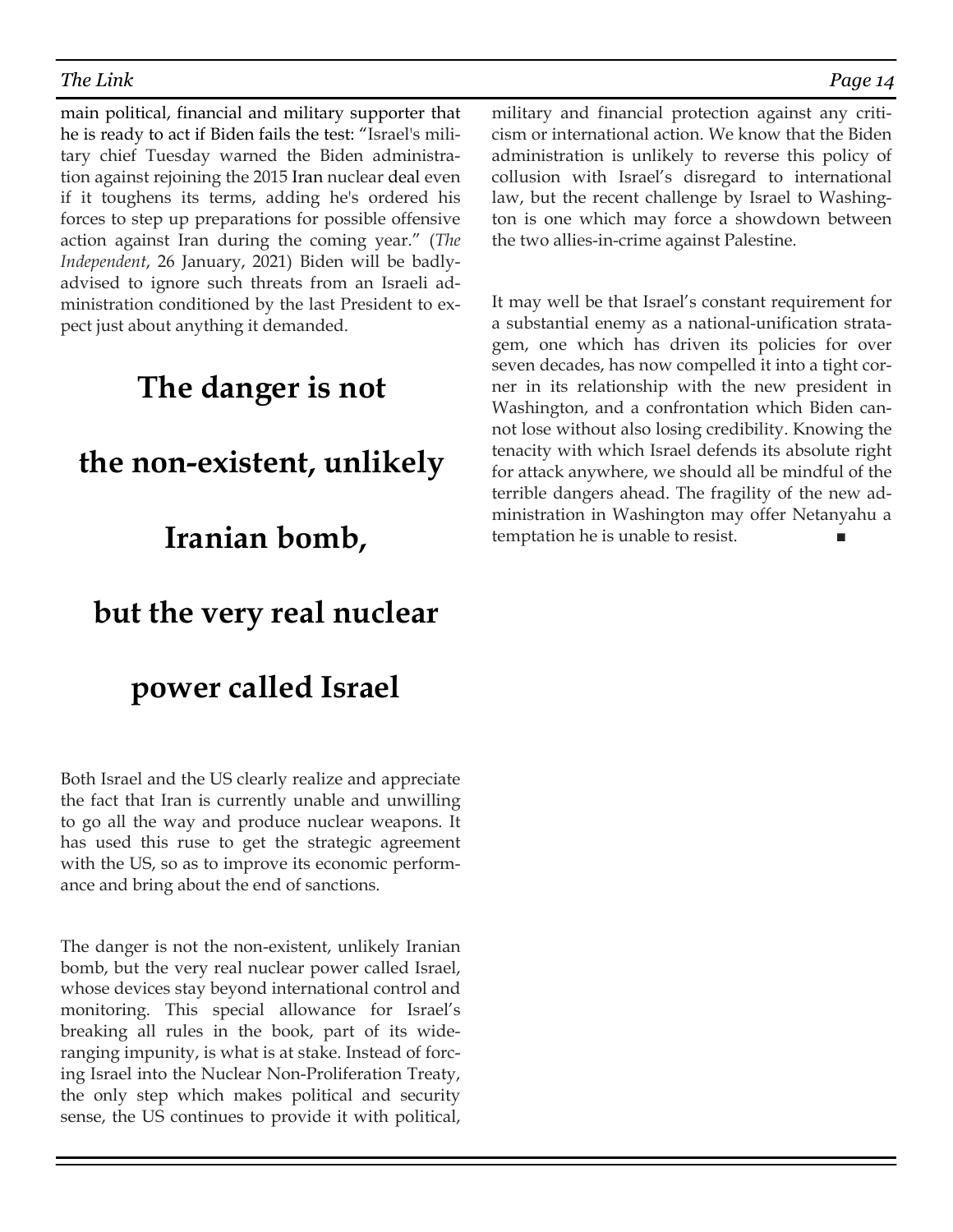main political, financial and military supporter that he is ready to act if Biden fails the test: "Israel's military chief Tuesday warned the Biden administration against rejoining the 2015 Iran nuclear deal even if it toughens its terms, adding he's ordered his forces to step up preparations for possible offensive action against Iran during the coming year." (*The Independent*, 26 January, 2021) Biden will be badly-advised to ignore such threats from an Israeli administration conditioned by the last President to expect just about anything it demanded.

**The danger is not the non-existent, unlikely Iranian bomb, but the very real nuclear power called Israel**

Both Israel and the US clearly realize and appreciate the fact that Iran is currently unable and unwilling to go all the way and produce nuclear weapons. It has used this ruse to get the strategic agreement with the US, so as to improve its economic performance and bring about the end of sanctions.

The danger is not the non-existent, unlikely Iranian bomb, but the very real nuclear power called Israel, whose devices stay beyond international control and monitoring. This special allowance for Israel's breaking all rules in the book, part of its wide-ranging impunity, is what is at stake. Instead of forcing Israel into the Nuclear Non-Proliferation Treaty, the only step which makes political and security sense, the US continues to provide it with political, military and financial protection against any criticism or international action. We know that the Biden administration is unlikely to reverse this policy of collusion with Israel's disregard to international law, but the recent challenge by Israel to Washington is one which may force a showdown between the two allies-in-crime against Palestine.

It may well be that Israel's constant requirement for a substantial enemy as a national-unification stratagem, one which has driven its policies for over seven decades, has now compelled it into a tight corner in its relationship with the new president in Washington, and a confrontation which Biden cannot lose without also losing credibility. Knowing the tenacity with which Israel defends its absolute right for attack anywhere, we should all be mindful of the terrible dangers ahead. The fragility of the new administration in Washington may offer Netanyahu a temptation he is unable to resist. ■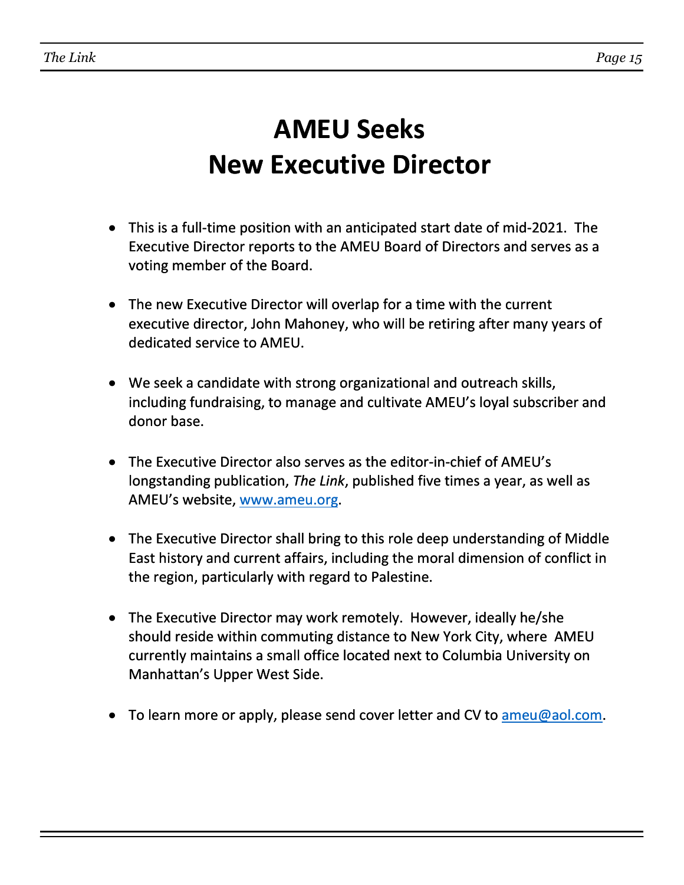# AMEU Seeks New Executive Director

- This is a full-time position with an anticipated start date of mid-2021. The Executive Director reports to the AMEU Board of Directors and serves as a voting member of the Board.

- The new Executive Director will overlap for a time with the current executive director, John Mahoney, who will be retiring after many years of dedicated service to AMEU.

- We seek a candidate with strong organizational and outreach skills, including fundraising, to manage and cultivate AMEU's loyal subscriber and donor base.

- The Executive Director also serves as the editor-in-chief of AMEU's longstanding publication, *The Link*, published five times a year, as well as AMEU's website, www.ameu.org.

- The Executive Director shall bring to this role deep understanding of Middle East history and current affairs, including the moral dimension of conflict in the region, particularly with regard to Palestine.

- The Executive Director may work remotely. However, ideally he/she should reside within commuting distance to New York City, where AMEU currently maintains a small office located next to Columbia University on Manhattan's Upper West Side.

- To learn more or apply, please send cover letter and CV to ameu@aol.com.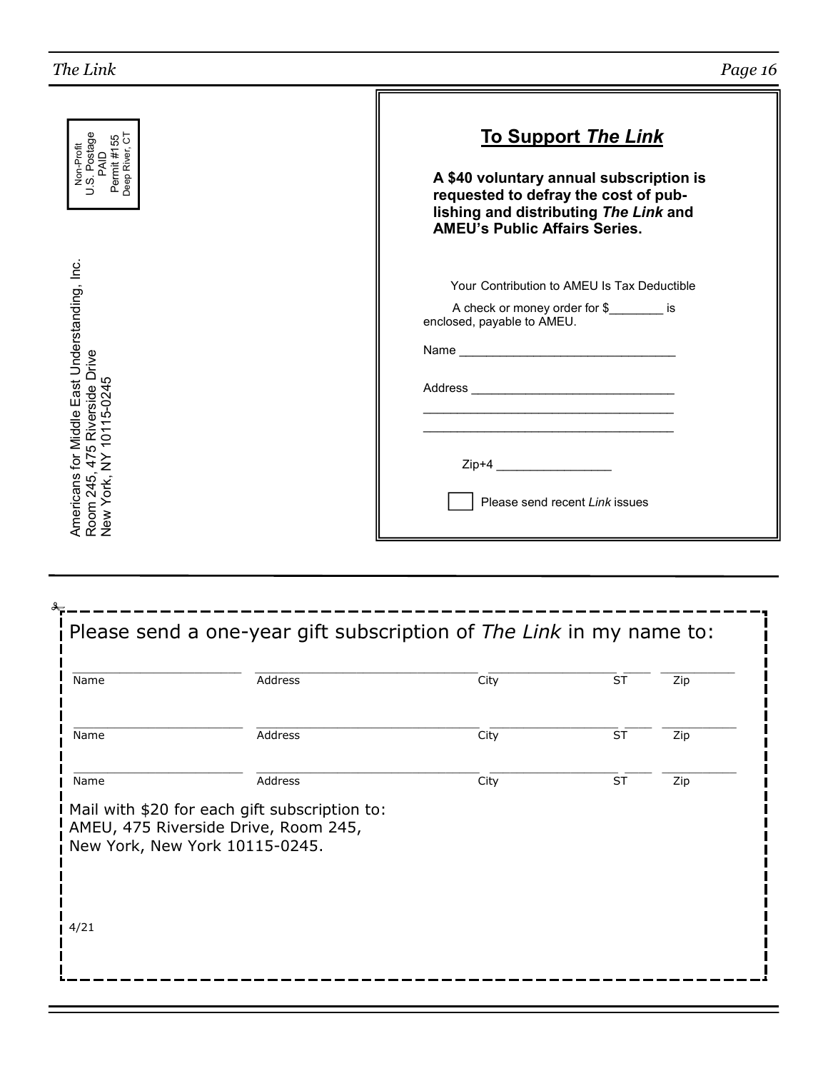Non-Profit
U.S. Postage
PAID
Permit #155
Deep River, CT

Americans for Middle East Understanding, Inc.
Room 245, 475 Riverside Drive
New York, NY 10115-0245

## To Support *The Link*

**A $40 voluntary annual subscription is requested to defray the cost of publishing and distributing *The Link* and AMEU's Public Affairs Series.**

Your Contribution to AMEU Is Tax Deductible

A check or money order for $________ is enclosed, payable to AMEU.

Name ______________________________

Address ____________________________

__________________________________

__________________________________

Zip+4 ________________

☐ Please send recent *Link* issues

---

Please send a one-year gift subscription of *The Link* in my name to:

| Name | Address | City | ST | Zip |
|---|---|---|---|---|
| | | | | |
| | | | | |
| | | | | |

Mail with $20 for each gift subscription to:
AMEU, 475 Riverside Drive, Room 245,
New York, New York 10115-0245.

4/21